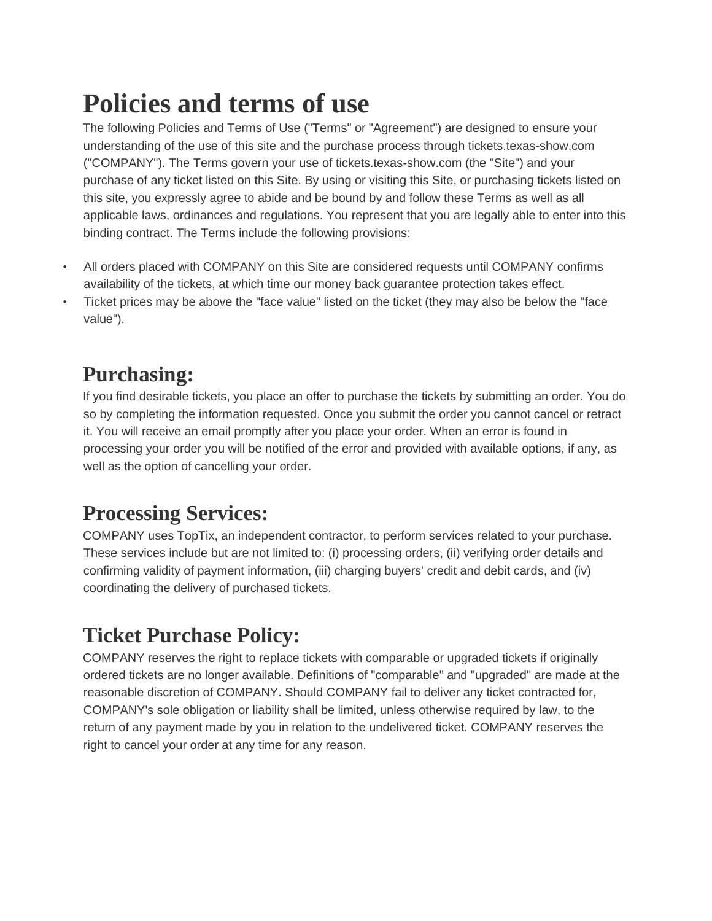# Policies and terms of use

The following Policies and Terms of Use ("Terms" or "Agreement") are designed to ensure your understanding of the use of this site and the purchase process through tickets.texas-show.com ("COMPANY"). The Terms govern your use of tickets.texas-show.com (the "Site") and your purchase of any ticket listed on this Site. By using or visiting this Site, or purchasing tickets listed on this site, you expressly agree to abide and be bound by and follow these Terms as well as all applicable laws, ordinances and regulations. You represent that you are legally able to enter into this binding contract. The Terms include the following provisions:

- All orders placed with COMPANY on this Site are considered requests until COMPANY confirms availability of the tickets, at which time our money back guarantee protection takes effect.
- Ticket prices may be above the "face value" listed on the ticket (they may also be below the "face value").

## Purchasing:

If you find desirable tickets, you place an offer to purchase the tickets by submitting an order. You do so by completing the information requested. Once you submit the order you cannot cancel or retract it. You will receive an email promptly after you place your order. When an error is found in processing your order you will be notified of the error and provided with available options, if any, as well as the option of cancelling your order.

## Processing Services:

COMPANY uses TopTix, an independent contractor, to perform services related to your purchase. These services include but are not limited to: (i) processing orders, (ii) verifying order details and confirming validity of payment information, (iii) charging buyers' credit and debit cards, and (iv) coordinating the delivery of purchased tickets.

## Ticket Purchase Policy:

COMPANY reserves the right to replace tickets with comparable or upgraded tickets if originally ordered tickets are no longer available. Definitions of "comparable" and "upgraded" are made at the reasonable discretion of COMPANY. Should COMPANY fail to deliver any ticket contracted for, COMPANY's sole obligation or liability shall be limited, unless otherwise required by law, to the return of any payment made by you in relation to the undelivered ticket. COMPANY reserves the right to cancel your order at any time for any reason.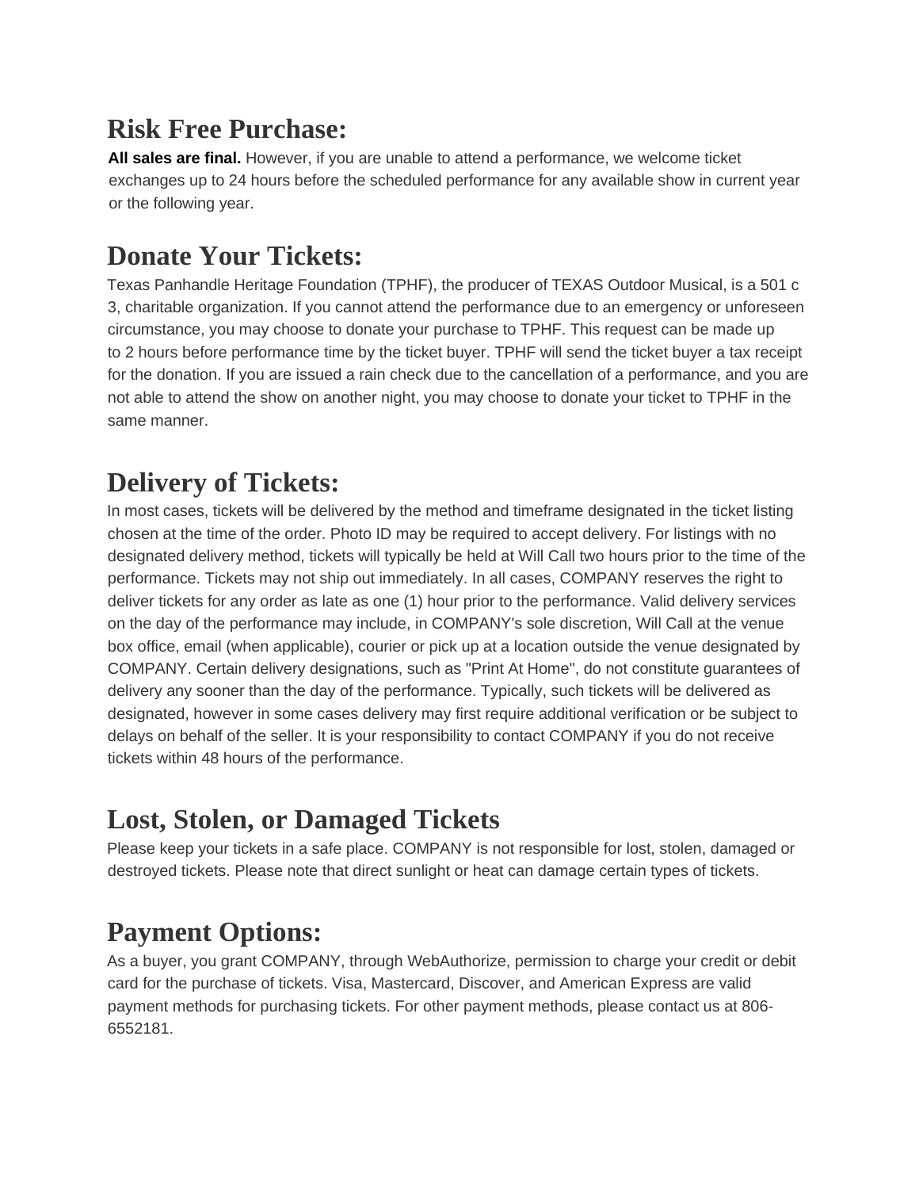## Risk Free Purchase:

**All sales are final.** However, if you are unable to attend a performance, we welcome ticket exchanges up to 24 hours before the scheduled performance for any available show in current year or the following year.

## Donate Your Tickets:

Texas Panhandle Heritage Foundation (TPHF), the producer of TEXAS Outdoor Musical, is a 501 c 3, charitable organization. If you cannot attend the performance due to an emergency or unforeseen circumstance, you may choose to donate your purchase to TPHF. This request can be made up to 2 hours before performance time by the ticket buyer. TPHF will send the ticket buyer a tax receipt for the donation. If you are issued a rain check due to the cancellation of a performance, and you are not able to attend the show on another night, you may choose to donate your ticket to TPHF in the same manner.

## Delivery of Tickets:

In most cases, tickets will be delivered by the method and timeframe designated in the ticket listing chosen at the time of the order. Photo ID may be required to accept delivery. For listings with no designated delivery method, tickets will typically be held at Will Call two hours prior to the time of the performance. Tickets may not ship out immediately. In all cases, COMPANY reserves the right to deliver tickets for any order as late as one (1) hour prior to the performance. Valid delivery services on the day of the performance may include, in COMPANY's sole discretion, Will Call at the venue box office, email (when applicable), courier or pick up at a location outside the venue designated by COMPANY. Certain delivery designations, such as "Print At Home", do not constitute guarantees of delivery any sooner than the day of the performance. Typically, such tickets will be delivered as designated, however in some cases delivery may first require additional verification or be subject to delays on behalf of the seller. It is your responsibility to contact COMPANY if you do not receive tickets within 48 hours of the performance.

## Lost, Stolen, or Damaged Tickets

Please keep your tickets in a safe place. COMPANY is not responsible for lost, stolen, damaged or destroyed tickets. Please note that direct sunlight or heat can damage certain types of tickets.

## Payment Options:

As a buyer, you grant COMPANY, through WebAuthorize, permission to charge your credit or debit card for the purchase of tickets. Visa, Mastercard, Discover, and American Express are valid payment methods for purchasing tickets. For other payment methods, please contact us at 806-6552181.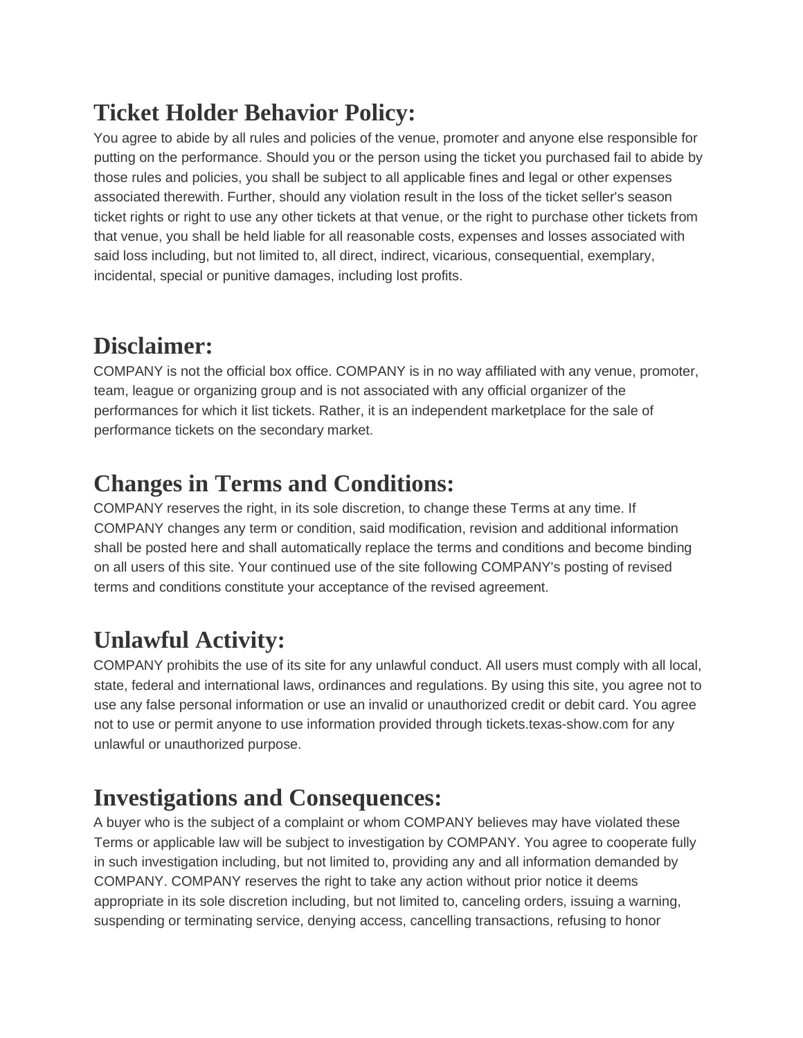## Ticket Holder Behavior Policy:

You agree to abide by all rules and policies of the venue, promoter and anyone else responsible for putting on the performance. Should you or the person using the ticket you purchased fail to abide by those rules and policies, you shall be subject to all applicable fines and legal or other expenses associated therewith. Further, should any violation result in the loss of the ticket seller's season ticket rights or right to use any other tickets at that venue, or the right to purchase other tickets from that venue, you shall be held liable for all reasonable costs, expenses and losses associated with said loss including, but not limited to, all direct, indirect, vicarious, consequential, exemplary, incidental, special or punitive damages, including lost profits.

## Disclaimer:

COMPANY is not the official box office. COMPANY is in no way affiliated with any venue, promoter, team, league or organizing group and is not associated with any official organizer of the performances for which it list tickets. Rather, it is an independent marketplace for the sale of performance tickets on the secondary market.

## Changes in Terms and Conditions:

COMPANY reserves the right, in its sole discretion, to change these Terms at any time. If COMPANY changes any term or condition, said modification, revision and additional information shall be posted here and shall automatically replace the terms and conditions and become binding on all users of this site. Your continued use of the site following COMPANY's posting of revised terms and conditions constitute your acceptance of the revised agreement.

## Unlawful Activity:

COMPANY prohibits the use of its site for any unlawful conduct. All users must comply with all local, state, federal and international laws, ordinances and regulations. By using this site, you agree not to use any false personal information or use an invalid or unauthorized credit or debit card. You agree not to use or permit anyone to use information provided through tickets.texas-show.com for any unlawful or unauthorized purpose.

## Investigations and Consequences:

A buyer who is the subject of a complaint or whom COMPANY believes may have violated these Terms or applicable law will be subject to investigation by COMPANY. You agree to cooperate fully in such investigation including, but not limited to, providing any and all information demanded by COMPANY. COMPANY reserves the right to take any action without prior notice it deems appropriate in its sole discretion including, but not limited to, canceling orders, issuing a warning, suspending or terminating service, denying access, cancelling transactions, refusing to honor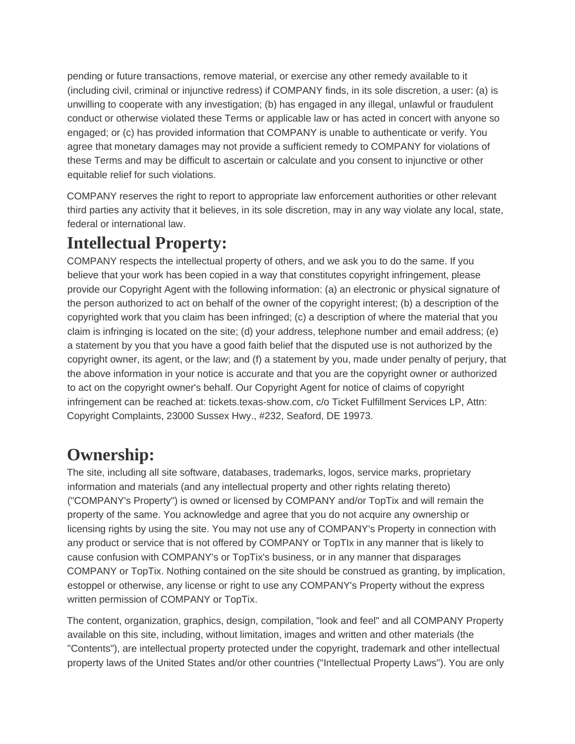pending or future transactions, remove material, or exercise any other remedy available to it (including civil, criminal or injunctive redress) if COMPANY finds, in its sole discretion, a user: (a) is unwilling to cooperate with any investigation; (b) has engaged in any illegal, unlawful or fraudulent conduct or otherwise violated these Terms or applicable law or has acted in concert with anyone so engaged; or (c) has provided information that COMPANY is unable to authenticate or verify. You agree that monetary damages may not provide a sufficient remedy to COMPANY for violations of these Terms and may be difficult to ascertain or calculate and you consent to injunctive or other equitable relief for such violations.

COMPANY reserves the right to report to appropriate law enforcement authorities or other relevant third parties any activity that it believes, in its sole discretion, may in any way violate any local, state, federal or international law.

# Intellectual Property:

COMPANY respects the intellectual property of others, and we ask you to do the same. If you believe that your work has been copied in a way that constitutes copyright infringement, please provide our Copyright Agent with the following information: (a) an electronic or physical signature of the person authorized to act on behalf of the owner of the copyright interest; (b) a description of the copyrighted work that you claim has been infringed; (c) a description of where the material that you claim is infringing is located on the site; (d) your address, telephone number and email address; (e) a statement by you that you have a good faith belief that the disputed use is not authorized by the copyright owner, its agent, or the law; and (f) a statement by you, made under penalty of perjury, that the above information in your notice is accurate and that you are the copyright owner or authorized to act on the copyright owner's behalf. Our Copyright Agent for notice of claims of copyright infringement can be reached at: tickets.texas-show.com, c/o Ticket Fulfillment Services LP, Attn: Copyright Complaints, 23000 Sussex Hwy., #232, Seaford, DE 19973.

# Ownership:

The site, including all site software, databases, trademarks, logos, service marks, proprietary information and materials (and any intellectual property and other rights relating thereto) ("COMPANY's Property") is owned or licensed by COMPANY and/or TopTix and will remain the property of the same. You acknowledge and agree that you do not acquire any ownership or licensing rights by using the site. You may not use any of COMPANY's Property in connection with any product or service that is not offered by COMPANY or TopTIx in any manner that is likely to cause confusion with COMPANY's or TopTix's business, or in any manner that disparages COMPANY or TopTix. Nothing contained on the site should be construed as granting, by implication, estoppel or otherwise, any license or right to use any COMPANY's Property without the express written permission of COMPANY or TopTix.

The content, organization, graphics, design, compilation, "look and feel" and all COMPANY Property available on this site, including, without limitation, images and written and other materials (the "Contents"), are intellectual property protected under the copyright, trademark and other intellectual property laws of the United States and/or other countries ("Intellectual Property Laws"). You are only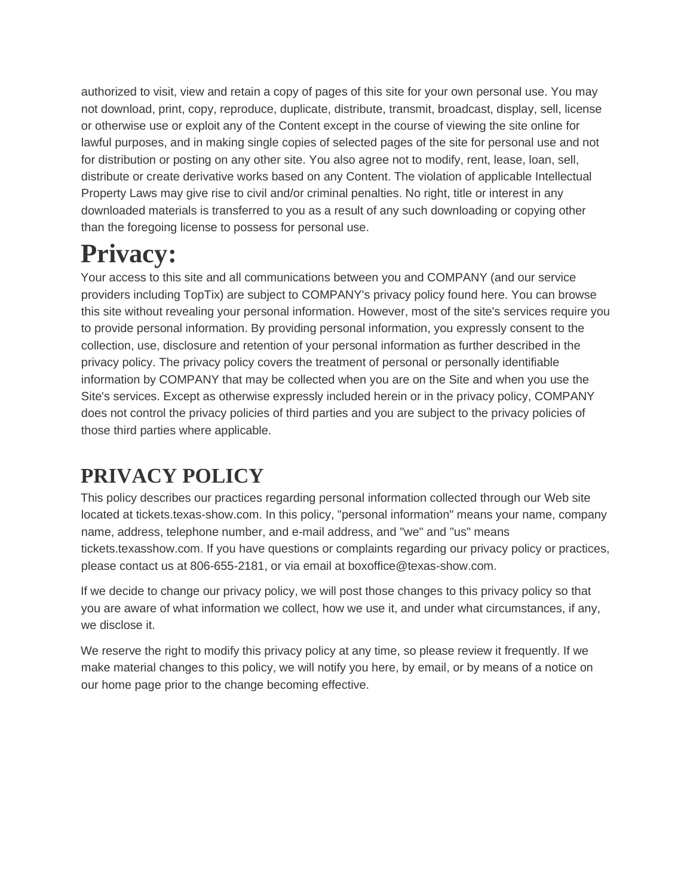authorized to visit, view and retain a copy of pages of this site for your own personal use. You may not download, print, copy, reproduce, duplicate, distribute, transmit, broadcast, display, sell, license or otherwise use or exploit any of the Content except in the course of viewing the site online for lawful purposes, and in making single copies of selected pages of the site for personal use and not for distribution or posting on any other site. You also agree not to modify, rent, lease, loan, sell, distribute or create derivative works based on any Content. The violation of applicable Intellectual Property Laws may give rise to civil and/or criminal penalties. No right, title or interest in any downloaded materials is transferred to you as a result of any such downloading or copying other than the foregoing license to possess for personal use.

# Privacy:

Your access to this site and all communications between you and COMPANY (and our service providers including TopTix) are subject to COMPANY's privacy policy found here. You can browse this site without revealing your personal information. However, most of the site's services require you to provide personal information. By providing personal information, you expressly consent to the collection, use, disclosure and retention of your personal information as further described in the privacy policy. The privacy policy covers the treatment of personal or personally identifiable information by COMPANY that may be collected when you are on the Site and when you use the Site's services. Except as otherwise expressly included herein or in the privacy policy, COMPANY does not control the privacy policies of third parties and you are subject to the privacy policies of those third parties where applicable.

## PRIVACY POLICY

This policy describes our practices regarding personal information collected through our Web site located at tickets.texas-show.com. In this policy, "personal information" means your name, company name, address, telephone number, and e-mail address, and "we" and "us" means tickets.texasshow.com. If you have questions or complaints regarding our privacy policy or practices, please contact us at 806-655-2181, or via email at boxoffice@texas-show.com.

If we decide to change our privacy policy, we will post those changes to this privacy policy so that you are aware of what information we collect, how we use it, and under what circumstances, if any, we disclose it.

We reserve the right to modify this privacy policy at any time, so please review it frequently. If we make material changes to this policy, we will notify you here, by email, or by means of a notice on our home page prior to the change becoming effective.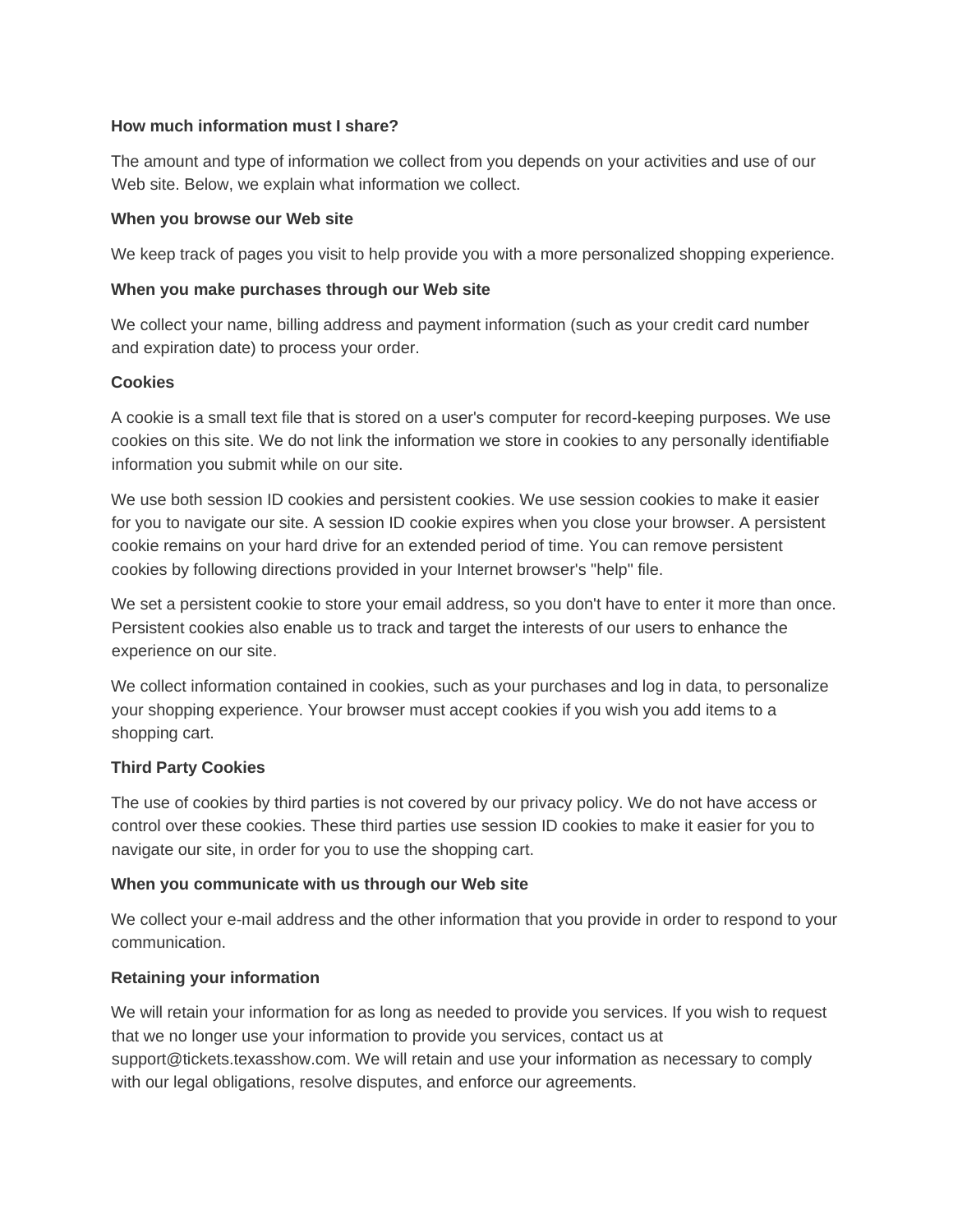**How much information must I share?**

The amount and type of information we collect from you depends on your activities and use of our Web site. Below, we explain what information we collect.

**When you browse our Web site**

We keep track of pages you visit to help provide you with a more personalized shopping experience.

**When you make purchases through our Web site**

We collect your name, billing address and payment information (such as your credit card number and expiration date) to process your order.

**Cookies**

A cookie is a small text file that is stored on a user's computer for record-keeping purposes. We use cookies on this site. We do not link the information we store in cookies to any personally identifiable information you submit while on our site.

We use both session ID cookies and persistent cookies. We use session cookies to make it easier for you to navigate our site. A session ID cookie expires when you close your browser. A persistent cookie remains on your hard drive for an extended period of time. You can remove persistent cookies by following directions provided in your Internet browser's "help" file.

We set a persistent cookie to store your email address, so you don't have to enter it more than once. Persistent cookies also enable us to track and target the interests of our users to enhance the experience on our site.

We collect information contained in cookies, such as your purchases and log in data, to personalize your shopping experience. Your browser must accept cookies if you wish you add items to a shopping cart.

**Third Party Cookies**

The use of cookies by third parties is not covered by our privacy policy. We do not have access or control over these cookies. These third parties use session ID cookies to make it easier for you to navigate our site, in order for you to use the shopping cart.

**When you communicate with us through our Web site**

We collect your e-mail address and the other information that you provide in order to respond to your communication.

**Retaining your information**

We will retain your information for as long as needed to provide you services. If you wish to request that we no longer use your information to provide you services, contact us at support@tickets.texasshow.com. We will retain and use your information as necessary to comply with our legal obligations, resolve disputes, and enforce our agreements.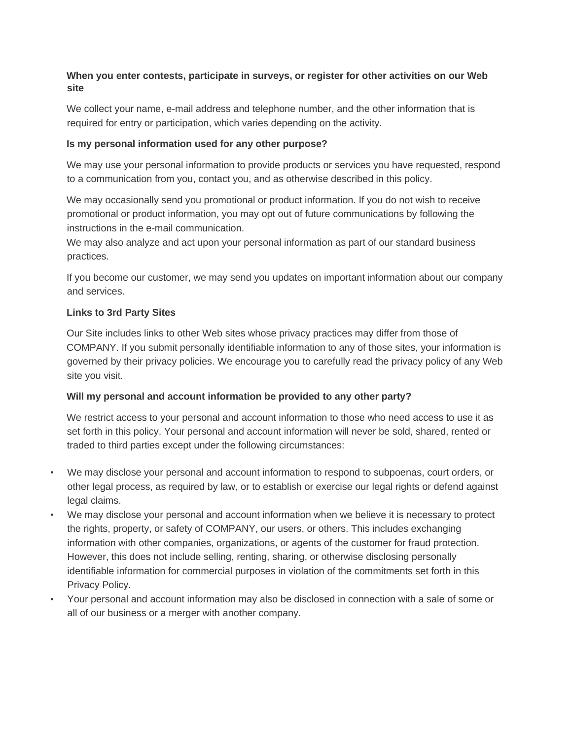**When you enter contests, participate in surveys, or register for other activities on our Web site**

We collect your name, e-mail address and telephone number, and the other information that is required for entry or participation, which varies depending on the activity.

**Is my personal information used for any other purpose?**

We may use your personal information to provide products or services you have requested, respond to a communication from you, contact you, and as otherwise described in this policy.

We may occasionally send you promotional or product information. If you do not wish to receive promotional or product information, you may opt out of future communications by following the instructions in the e-mail communication.
We may also analyze and act upon your personal information as part of our standard business practices.

If you become our customer, we may send you updates on important information about our company and services.

**Links to 3rd Party Sites**

Our Site includes links to other Web sites whose privacy practices may differ from those of COMPANY. If you submit personally identifiable information to any of those sites, your information is governed by their privacy policies. We encourage you to carefully read the privacy policy of any Web site you visit.

**Will my personal and account information be provided to any other party?**

We restrict access to your personal and account information to those who need access to use it as set forth in this policy. Your personal and account information will never be sold, shared, rented or traded to third parties except under the following circumstances:

- We may disclose your personal and account information to respond to subpoenas, court orders, or other legal process, as required by law, or to establish or exercise our legal rights or defend against legal claims.
- We may disclose your personal and account information when we believe it is necessary to protect the rights, property, or safety of COMPANY, our users, or others. This includes exchanging information with other companies, organizations, or agents of the customer for fraud protection. However, this does not include selling, renting, sharing, or otherwise disclosing personally identifiable information for commercial purposes in violation of the commitments set forth in this Privacy Policy.
- Your personal and account information may also be disclosed in connection with a sale of some or all of our business or a merger with another company.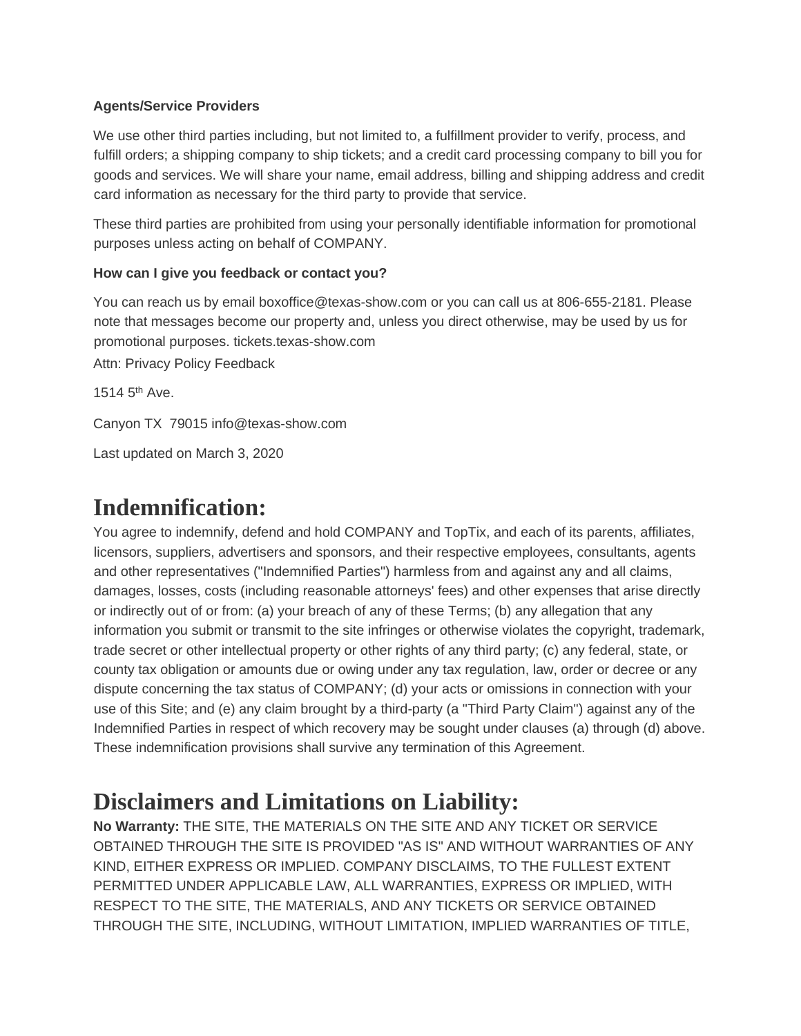**Agents/Service Providers**

We use other third parties including, but not limited to, a fulfillment provider to verify, process, and fulfill orders; a shipping company to ship tickets; and a credit card processing company to bill you for goods and services. We will share your name, email address, billing and shipping address and credit card information as necessary for the third party to provide that service.

These third parties are prohibited from using your personally identifiable information for promotional purposes unless acting on behalf of COMPANY.

**How can I give you feedback or contact you?**

You can reach us by email boxoffice@texas-show.com or you can call us at 806-655-2181. Please note that messages become our property and, unless you direct otherwise, may be used by us for promotional purposes. tickets.texas-show.com

Attn: Privacy Policy Feedback

1514 5th Ave.

Canyon TX 79015 info@texas-show.com

Last updated on March 3, 2020

# Indemnification:

You agree to indemnify, defend and hold COMPANY and TopTix, and each of its parents, affiliates, licensors, suppliers, advertisers and sponsors, and their respective employees, consultants, agents and other representatives ("Indemnified Parties") harmless from and against any and all claims, damages, losses, costs (including reasonable attorneys' fees) and other expenses that arise directly or indirectly out of or from: (a) your breach of any of these Terms; (b) any allegation that any information you submit or transmit to the site infringes or otherwise violates the copyright, trademark, trade secret or other intellectual property or other rights of any third party; (c) any federal, state, or county tax obligation or amounts due or owing under any tax regulation, law, order or decree or any dispute concerning the tax status of COMPANY; (d) your acts or omissions in connection with your use of this Site; and (e) any claim brought by a third-party (a "Third Party Claim") against any of the Indemnified Parties in respect of which recovery may be sought under clauses (a) through (d) above. These indemnification provisions shall survive any termination of this Agreement.

# Disclaimers and Limitations on Liability:

**No Warranty:** THE SITE, THE MATERIALS ON THE SITE AND ANY TICKET OR SERVICE OBTAINED THROUGH THE SITE IS PROVIDED "AS IS" AND WITHOUT WARRANTIES OF ANY KIND, EITHER EXPRESS OR IMPLIED. COMPANY DISCLAIMS, TO THE FULLEST EXTENT PERMITTED UNDER APPLICABLE LAW, ALL WARRANTIES, EXPRESS OR IMPLIED, WITH RESPECT TO THE SITE, THE MATERIALS, AND ANY TICKETS OR SERVICE OBTAINED THROUGH THE SITE, INCLUDING, WITHOUT LIMITATION, IMPLIED WARRANTIES OF TITLE,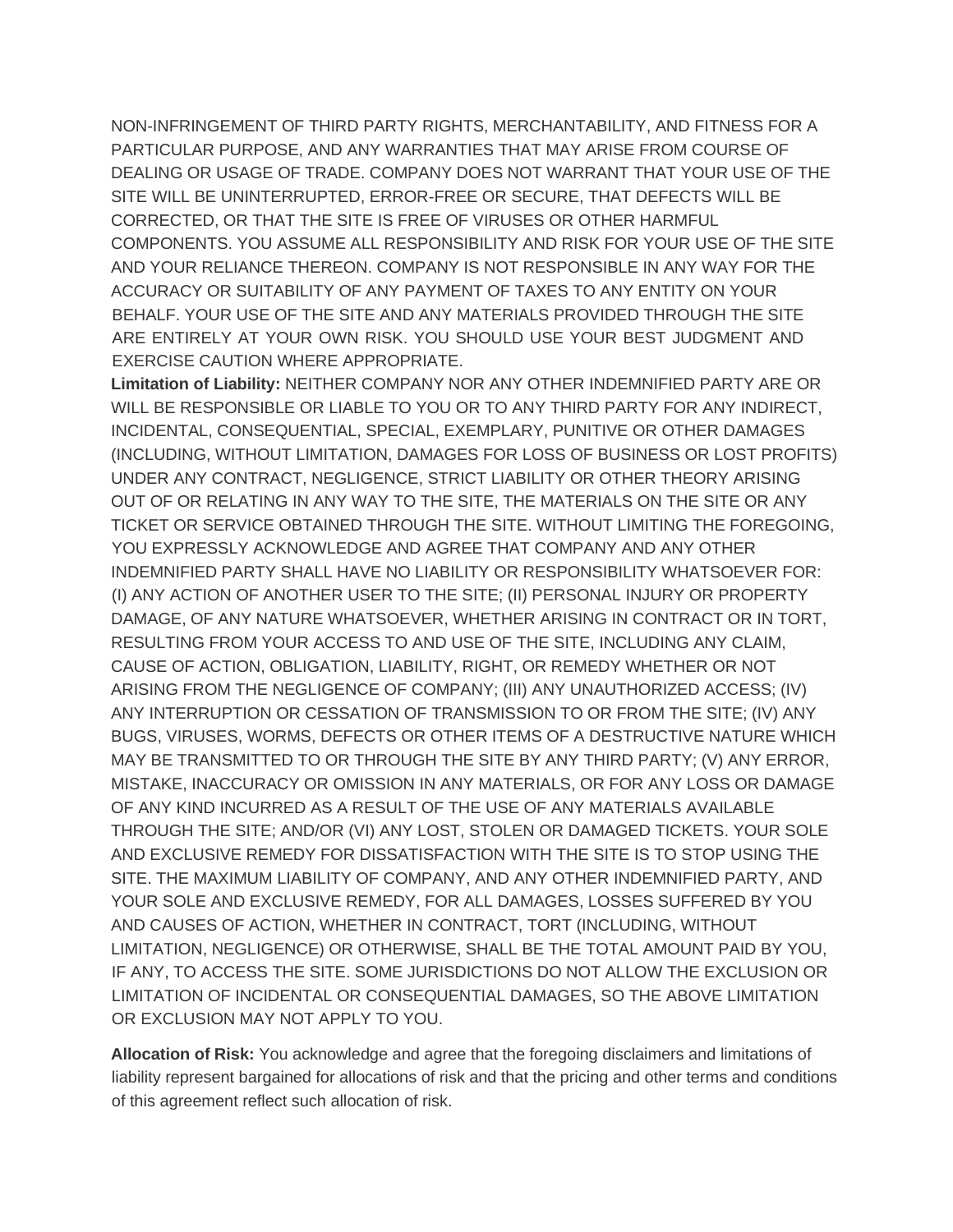NON-INFRINGEMENT OF THIRD PARTY RIGHTS, MERCHANTABILITY, AND FITNESS FOR A PARTICULAR PURPOSE, AND ANY WARRANTIES THAT MAY ARISE FROM COURSE OF DEALING OR USAGE OF TRADE. COMPANY DOES NOT WARRANT THAT YOUR USE OF THE SITE WILL BE UNINTERRUPTED, ERROR-FREE OR SECURE, THAT DEFECTS WILL BE CORRECTED, OR THAT THE SITE IS FREE OF VIRUSES OR OTHER HARMFUL COMPONENTS. YOU ASSUME ALL RESPONSIBILITY AND RISK FOR YOUR USE OF THE SITE AND YOUR RELIANCE THEREON. COMPANY IS NOT RESPONSIBLE IN ANY WAY FOR THE ACCURACY OR SUITABILITY OF ANY PAYMENT OF TAXES TO ANY ENTITY ON YOUR BEHALF. YOUR USE OF THE SITE AND ANY MATERIALS PROVIDED THROUGH THE SITE ARE ENTIRELY AT YOUR OWN RISK. YOU SHOULD USE YOUR BEST JUDGMENT AND EXERCISE CAUTION WHERE APPROPRIATE.

**Limitation of Liability:** NEITHER COMPANY NOR ANY OTHER INDEMNIFIED PARTY ARE OR WILL BE RESPONSIBLE OR LIABLE TO YOU OR TO ANY THIRD PARTY FOR ANY INDIRECT, INCIDENTAL, CONSEQUENTIAL, SPECIAL, EXEMPLARY, PUNITIVE OR OTHER DAMAGES (INCLUDING, WITHOUT LIMITATION, DAMAGES FOR LOSS OF BUSINESS OR LOST PROFITS) UNDER ANY CONTRACT, NEGLIGENCE, STRICT LIABILITY OR OTHER THEORY ARISING OUT OF OR RELATING IN ANY WAY TO THE SITE, THE MATERIALS ON THE SITE OR ANY TICKET OR SERVICE OBTAINED THROUGH THE SITE. WITHOUT LIMITING THE FOREGOING, YOU EXPRESSLY ACKNOWLEDGE AND AGREE THAT COMPANY AND ANY OTHER INDEMNIFIED PARTY SHALL HAVE NO LIABILITY OR RESPONSIBILITY WHATSOEVER FOR: (I) ANY ACTION OF ANOTHER USER TO THE SITE; (II) PERSONAL INJURY OR PROPERTY DAMAGE, OF ANY NATURE WHATSOEVER, WHETHER ARISING IN CONTRACT OR IN TORT, RESULTING FROM YOUR ACCESS TO AND USE OF THE SITE, INCLUDING ANY CLAIM, CAUSE OF ACTION, OBLIGATION, LIABILITY, RIGHT, OR REMEDY WHETHER OR NOT ARISING FROM THE NEGLIGENCE OF COMPANY; (III) ANY UNAUTHORIZED ACCESS; (IV) ANY INTERRUPTION OR CESSATION OF TRANSMISSION TO OR FROM THE SITE; (IV) ANY BUGS, VIRUSES, WORMS, DEFECTS OR OTHER ITEMS OF A DESTRUCTIVE NATURE WHICH MAY BE TRANSMITTED TO OR THROUGH THE SITE BY ANY THIRD PARTY; (V) ANY ERROR, MISTAKE, INACCURACY OR OMISSION IN ANY MATERIALS, OR FOR ANY LOSS OR DAMAGE OF ANY KIND INCURRED AS A RESULT OF THE USE OF ANY MATERIALS AVAILABLE THROUGH THE SITE; AND/OR (VI) ANY LOST, STOLEN OR DAMAGED TICKETS. YOUR SOLE AND EXCLUSIVE REMEDY FOR DISSATISFACTION WITH THE SITE IS TO STOP USING THE SITE. THE MAXIMUM LIABILITY OF COMPANY, AND ANY OTHER INDEMNIFIED PARTY, AND YOUR SOLE AND EXCLUSIVE REMEDY, FOR ALL DAMAGES, LOSSES SUFFERED BY YOU AND CAUSES OF ACTION, WHETHER IN CONTRACT, TORT (INCLUDING, WITHOUT LIMITATION, NEGLIGENCE) OR OTHERWISE, SHALL BE THE TOTAL AMOUNT PAID BY YOU, IF ANY, TO ACCESS THE SITE. SOME JURISDICTIONS DO NOT ALLOW THE EXCLUSION OR LIMITATION OF INCIDENTAL OR CONSEQUENTIAL DAMAGES, SO THE ABOVE LIMITATION OR EXCLUSION MAY NOT APPLY TO YOU.

**Allocation of Risk:** You acknowledge and agree that the foregoing disclaimers and limitations of liability represent bargained for allocations of risk and that the pricing and other terms and conditions of this agreement reflect such allocation of risk.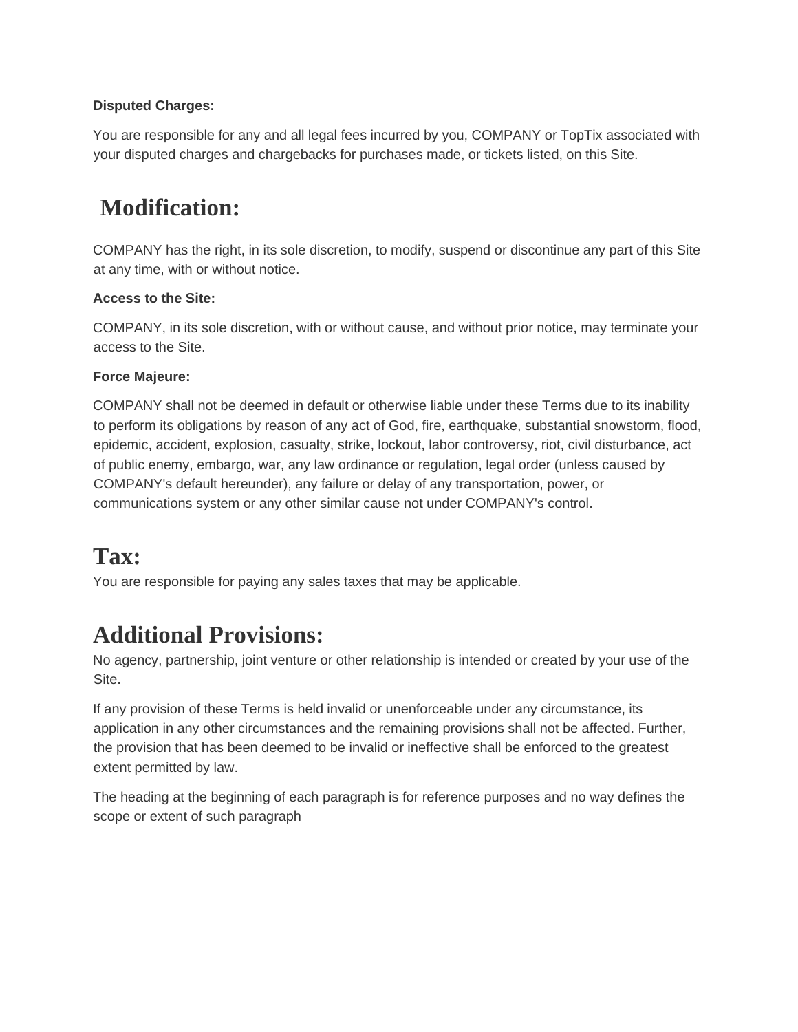**Disputed Charges:**

You are responsible for any and all legal fees incurred by you, COMPANY or TopTix associated with your disputed charges and chargebacks for purchases made, or tickets listed, on this Site.

# Modification:

COMPANY has the right, in its sole discretion, to modify, suspend or discontinue any part of this Site at any time, with or without notice.

**Access to the Site:**

COMPANY, in its sole discretion, with or without cause, and without prior notice, may terminate your access to the Site.

**Force Majeure:**

COMPANY shall not be deemed in default or otherwise liable under these Terms due to its inability to perform its obligations by reason of any act of God, fire, earthquake, substantial snowstorm, flood, epidemic, accident, explosion, casualty, strike, lockout, labor controversy, riot, civil disturbance, act of public enemy, embargo, war, any law ordinance or regulation, legal order (unless caused by COMPANY's default hereunder), any failure or delay of any transportation, power, or communications system or any other similar cause not under COMPANY's control.

# Tax:

You are responsible for paying any sales taxes that may be applicable.

# Additional Provisions:

No agency, partnership, joint venture or other relationship is intended or created by your use of the Site.

If any provision of these Terms is held invalid or unenforceable under any circumstance, its application in any other circumstances and the remaining provisions shall not be affected. Further, the provision that has been deemed to be invalid or ineffective shall be enforced to the greatest extent permitted by law.

The heading at the beginning of each paragraph is for reference purposes and no way defines the scope or extent of such paragraph